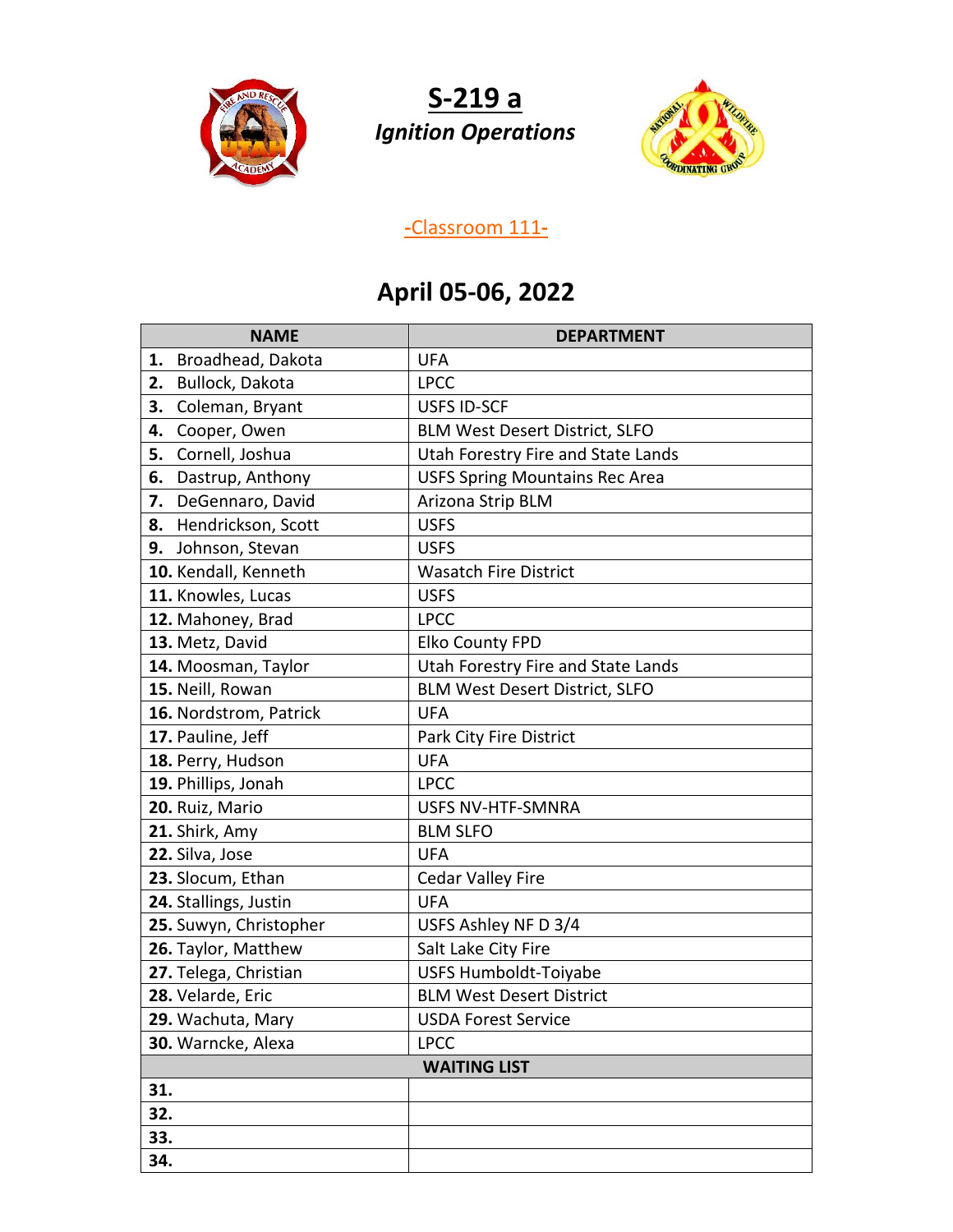# S-219 a

## *Ignition Operations*

-Classroom 111-

## April 05-06, 2022

| NAME | DEPARTMENT |
|---|---|
| **1.** Broadhead, Dakota | UFA |
| **2.** Bullock, Dakota | LPCC |
| **3.** Coleman, Bryant | USFS ID-SCF |
| **4.** Cooper, Owen | BLM West Desert District, SLFO |
| **5.** Cornell, Joshua | Utah Forestry Fire and State Lands |
| **6.** Dastrup, Anthony | USFS Spring Mountains Rec Area |
| **7.** DeGennaro, David | Arizona Strip BLM |
| **8.** Hendrickson, Scott | USFS |
| **9.** Johnson, Stevan | USFS |
| **10.** Kendall, Kenneth | Wasatch Fire District |
| **11.** Knowles, Lucas | USFS |
| **12.** Mahoney, Brad | LPCC |
| **13.** Metz, David | Elko County FPD |
| **14.** Moosman, Taylor | Utah Forestry Fire and State Lands |
| **15.** Neill, Rowan | BLM West Desert District, SLFO |
| **16.** Nordstrom, Patrick | UFA |
| **17.** Pauline, Jeff | Park City Fire District |
| **18.** Perry, Hudson | UFA |
| **19.** Phillips, Jonah | LPCC |
| **20.** Ruiz, Mario | USFS NV-HTF-SMNRA |
| **21.** Shirk, Amy | BLM SLFO |
| **22.** Silva, Jose | UFA |
| **23.** Slocum, Ethan | Cedar Valley Fire |
| **24.** Stallings, Justin | UFA |
| **25.** Suwyn, Christopher | USFS Ashley NF D 3/4 |
| **26.** Taylor, Matthew | Salt Lake City Fire |
| **27.** Telega, Christian | USFS Humboldt-Toiyabe |
| **28.** Velarde, Eric | BLM West Desert District |
| **29.** Wachuta, Mary | USDA Forest Service |
| **30.** Warncke, Alexa | LPCC |
| **WAITING LIST** | |
| **31.** | |
| **32.** | |
| **33.** | |
| **34.** | |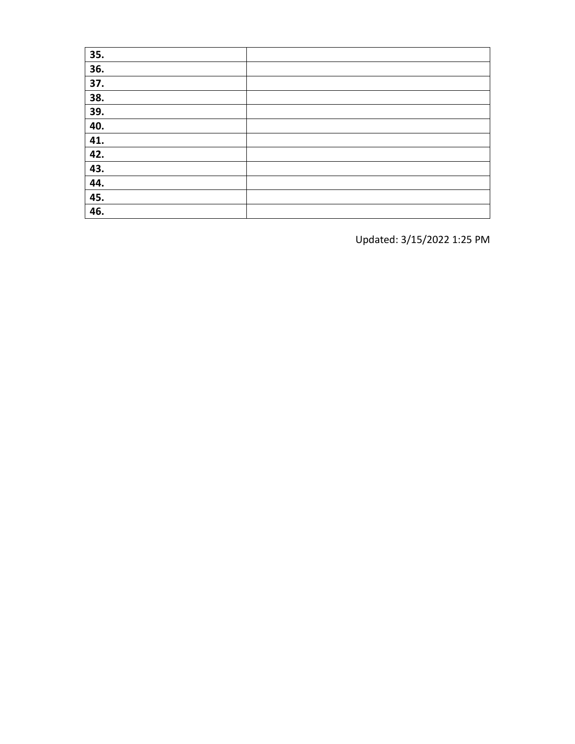| | |
|---|---|
| **35.** | |
| **36.** | |
| **37.** | |
| **38.** | |
| **39.** | |
| **40.** | |
| **41.** | |
| **42.** | |
| **43.** | |
| **44.** | |
| **45.** | |
| **46.** | |

Updated: 3/15/2022 1:25 PM